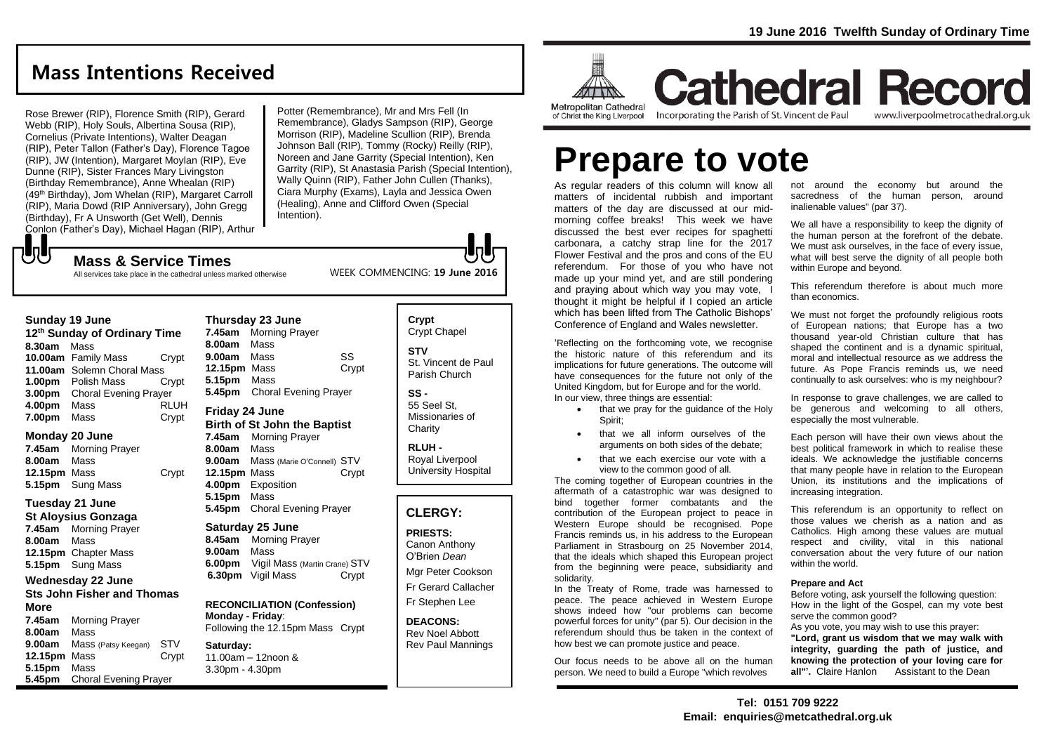19 June 2016 Twelfth Sunday of Ordinary Time

## Mass Intentions Received

Rose Brewer (RIP), Florence Smith (RIP), Gerard Webb (RIP), Holy Souls, Albertina Sousa (RIP), Cornelius (Private Intentions), Walter Deagan (RIP), Peter Tallon (Father's Day), Florence Tagoe (RIP), JW (Intention), Margaret Moylan (RIP), Eve Dunne (RIP), Sister Frances Mary Livingston (Birthday Remembrance), Anne Whealan (RIP) (49th Birthday), Jom Whelan (RIP), Margaret Carroll (RIP), Maria Dowd (RIP Anniversary), John Gregg (Birthday), Fr A Unsworth (Get Well), Dennis Conlon (Father's Day), Michael Hagan (RIP), Arthur Potter (Remembrance), Mr and Mrs Fell (In Remembrance), Gladys Sampson (RIP), George Morrison (RIP), Madeline Scullion (RIP), Brenda Johnson Ball (RIP), Tommy (Rocky) Reilly (RIP), Noreen and Jane Garrity (Special Intention), Ken Garrity (RIP), St Anastasia Parish (Special Intention), Wally Quinn (RIP), Father John Cullen (Thanks), Ciara Murphy (Exams), Layla and Jessica Owen (Healing), Anne and Clifford Owen (Special Intention).

## Mass & Service Times

All services take place in the cathedral unless marked otherwise

WEEK COMMENCING: **19 June 2016**

### Sunday 19 June
**12th Sunday of Ordinary Time**

| | | |
|---|---|---|
| **8.30am** | Mass | |
| **10.00am** | Family Mass | Crypt |
| **11.00am** | Solemn Choral Mass | |
| **1.00pm** | Polish Mass | Crypt |
| **3.00pm** | Choral Evening Prayer | |
| **4.00pm** | Mass | RLUH |
| **7.00pm** | Mass | Crypt |

### Monday 20 June

| | | |
|---|---|---|
| **7.45am** | Morning Prayer | |
| **8.00am** | Mass | |
| **12.15pm** | Mass | Crypt |
| **5.15pm** | Sung Mass | |

### Tuesday 21 June
**St Aloysius Gonzaga**

| | | |
|---|---|---|
| **7.45am** | Morning Prayer | |
| **8.00am** | Mass | |
| **12.15pm** | Chapter Mass | |
| **5.15pm** | Sung Mass | |

### Wednesday 22 June
**Sts John Fisher and Thomas More**

| | | |
|---|---|---|
| **7.45am** | Morning Prayer | |
| **8.00am** | Mass | |
| **9.00am** | Mass (Patsy Keegan) | STV |
| **12.15pm** | Mass | Crypt |
| **5.15pm** | Mass | |
| **5.45pm** | Choral Evening Prayer | |

### Thursday 23 June

| | | |
|---|---|---|
| **7.45am** | Morning Prayer | |
| **8.00am** | Mass | |
| **9.00am** | Mass | SS |
| **12.15pm** | Mass | Crypt |
| **5.15pm** | Mass | |
| **5.45pm** | Choral Evening Prayer | |

### Friday 24 June
**Birth of St John the Baptist**

| | | |
|---|---|---|
| **7.45am** | Morning Prayer | |
| **8.00am** | Mass | |
| **9.00am** | Mass (Marie O'Connell) | STV |
| **12.15pm** | Mass | Crypt |
| **4.00pm** | Exposition | |
| **5.15pm** | Mass | |
| **5.45pm** | Choral Evening Prayer | |

### Saturday 25 June

| | | |
|---|---|---|
| **8.45am** | Morning Prayer | |
| **9.00am** | Mass | |
| **6.00pm** | Vigil Mass (Martin Crane) | STV |
| **6.30pm** | Vigil Mass | Crypt |

**RECONCILIATION (Confession)**
**Monday - Friday**:
Following the 12.15pm Mass Crypt

**Saturday:**
11.00am – 12noon &
3.30pm - 4.30pm

**Crypt**
Crypt Chapel

**STV**
St. Vincent de Paul Parish Church

**SS -**
55 Seel St, Missionaries of Charity

**RLUH -**
Royal Liverpool University Hospital

## CLERGY:

**PRIESTS:**
Canon Anthony O'Brien *Dean*
Mgr Peter Cookson
Fr Gerard Callacher
Fr Stephen Lee

**DEACONS:**
Rev Noel Abbott
Rev Paul Mannings

Metropolitan Cathedral of Christ the King Liverpool

# Cathedral Record

Incorporating the Parish of St. Vincent de Paul

www.liverpoolmetrocathedral.org.uk

# Prepare to vote

As regular readers of this column will know all matters of incidental rubbish and important matters of the day are discussed at our mid-morning coffee breaks! This week we have discussed the best ever recipes for spaghetti carbonara, a catchy strap line for the 2017 Flower Festival and the pros and cons of the EU referendum. For those of you who have not made up your mind yet, and are still pondering and praying about which way you may vote, I thought it might be helpful if I copied an article which has been lifted from The Catholic Bishops' Conference of England and Wales newsletter.

'Reflecting on the forthcoming vote, we recognise the historic nature of this referendum and its implications for future generations. The outcome will have consequences for the future not only of the United Kingdom, but for Europe and for the world. In our view, three things are essential:

- that we pray for the guidance of the Holy Spirit;
- that we all inform ourselves of the arguments on both sides of the debate;
- that we each exercise our vote with a view to the common good of all.

The coming together of European countries in the aftermath of a catastrophic war was designed to bind together former combatants and the contribution of the European project to peace in Western Europe should be recognised. Pope Francis reminds us, in his address to the European Parliament in Strasbourg on 25 November 2014, that the ideals which shaped this European project from the beginning were peace, subsidiarity and solidarity.

In the Treaty of Rome, trade was harnessed to peace. The peace achieved in Western Europe shows indeed how "our problems can become powerful forces for unity" (par 5). Our decision in the referendum should thus be taken in the context of how best we can promote justice and peace.

Our focus needs to be above all on the human person. We need to build a Europe "which revolves not around the economy but around the sacredness of the human person, around inalienable values" (par 37).

We all have a responsibility to keep the dignity of the human person at the forefront of the debate. We must ask ourselves, in the face of every issue, what will best serve the dignity of all people both within Europe and beyond.

This referendum therefore is about much more than economics.

We must not forget the profoundly religious roots of European nations; that Europe has a two thousand year-old Christian culture that has shaped the continent and is a dynamic spiritual, moral and intellectual resource as we address the future. As Pope Francis reminds us, we need continually to ask ourselves: who is my neighbour?

In response to grave challenges, we are called to be generous and welcoming to all others, especially the most vulnerable.

Each person will have their own views about the best political framework in which to realise these ideals. We acknowledge the justifiable concerns that many people have in relation to the European Union, its institutions and the implications of increasing integration.

This referendum is an opportunity to reflect on those values we cherish as a nation and as Catholics. High among these values are mutual respect and civility, vital in this national conversation about the very future of our nation within the world.

**Prepare and Act**
Before voting, ask yourself the following question: How in the light of the Gospel, can my vote best serve the common good?
As you vote, you may wish to use this prayer:
**"Lord, grant us wisdom that we may walk with integrity, guarding the path of justice, and knowing the protection of your loving care for all"'.** Claire Hanlon Assistant to the Dean

**Tel: 0151 709 9222**
**Email: enquiries@metcathedral.org.uk**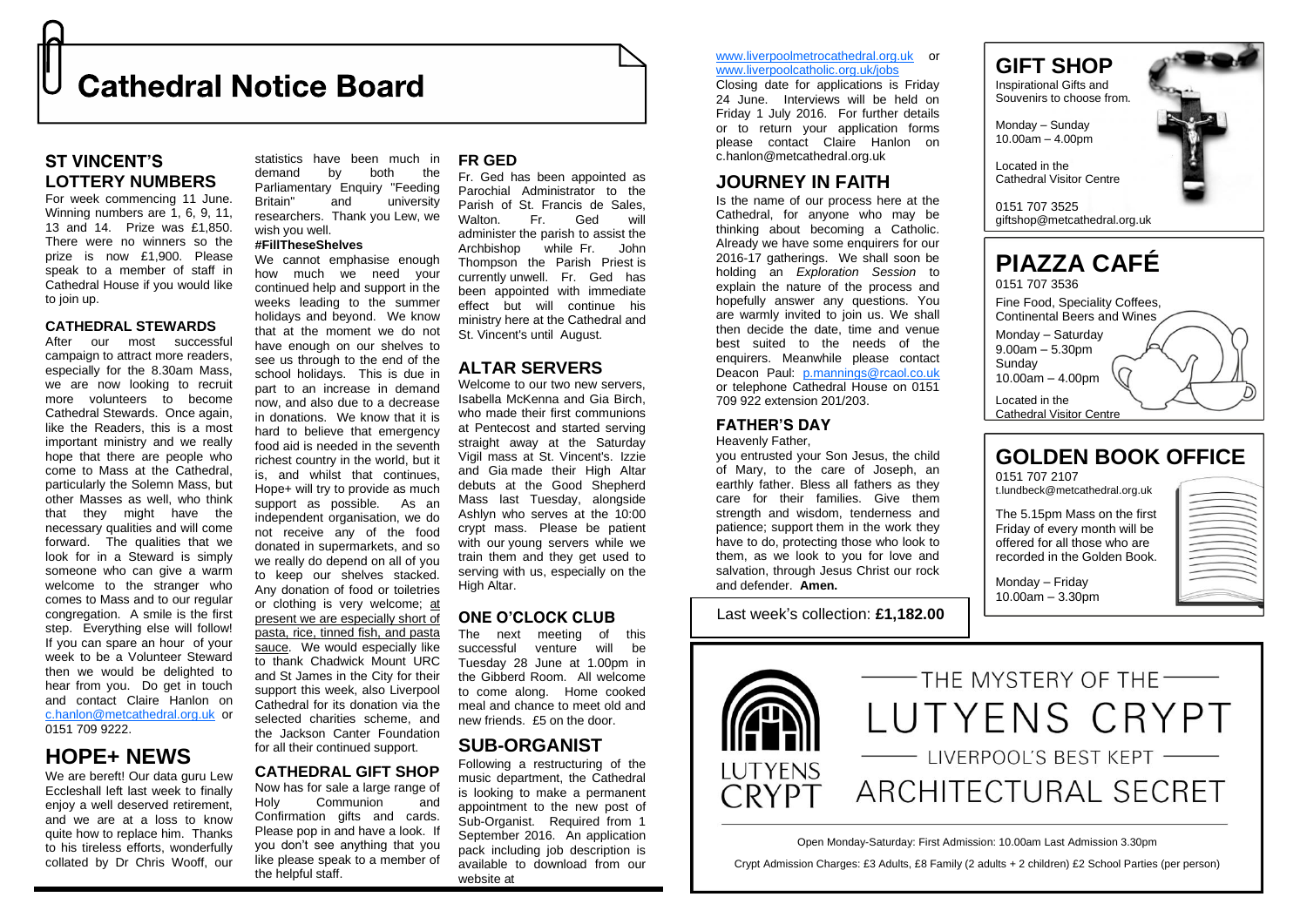# Cathedral Notice Board

## ST VINCENT'S LOTTERY NUMBERS

For week commencing 11 June. Winning numbers are 1, 6, 9, 11, 13 and 14. Prize was £1,850. There were no winners so the prize is now £1,900. Please speak to a member of staff in Cathedral House if you would like to join up.

### CATHEDRAL STEWARDS

After our most successful campaign to attract more readers, especially for the 8.30am Mass, we are now looking to recruit more volunteers to become Cathedral Stewards. Once again, like the Readers, this is a most important ministry and we really hope that there are people who come to Mass at the Cathedral, particularly the Solemn Mass, but other Masses as well, who think that they might have the necessary qualities and will come forward. The qualities that we look for in a Steward is simply someone who can give a warm welcome to the stranger who comes to Mass and to our regular congregation. A smile is the first step. Everything else will follow! If you can spare an hour of your week to be a Volunteer Steward then we would be delighted to hear from you. Do get in touch and contact Claire Hanlon on c.hanlon@metcathedral.org.uk or 0151 709 9222.

## HOPE+ NEWS

We are bereft! Our data guru Lew Eccleshall left last week to finally enjoy a well deserved retirement, and we are at a loss to know quite how to replace him. Thanks to his tireless efforts, wonderfully collated by Dr Chris Wooff, our statistics have been much in demand by both the Parliamentary Enquiry "Feeding Britain" and university researchers. Thank you Lew, we wish you well.

**#FillTheseShelves**

We cannot emphasise enough how much we need your continued help and support in the weeks leading to the summer holidays and beyond. We know that at the moment we do not have enough on our shelves to see us through to the end of the school holidays. This is due in part to an increase in demand now, and also due to a decrease in donations. We know that it is hard to believe that emergency food aid is needed in the seventh richest country in the world, but it is, and whilst that continues, Hope+ will try to provide as much support as possible. As an independent organisation, we do not receive any of the food donated in supermarkets, and so we really do depend on all of you to keep our shelves stacked. Any donation of food or toiletries or clothing is very welcome; at present we are especially short of pasta, rice, tinned fish, and pasta sauce. We would especially like to thank Chadwick Mount URC and St James in the City for their support this week, also Liverpool Cathedral for its donation via the selected charities scheme, and the Jackson Canter Foundation for all their continued support.

### CATHEDRAL GIFT SHOP

Now has for sale a large range of Holy Communion and Confirmation gifts and cards. Please pop in and have a look. If you don't see anything that you like please speak to a member of the helpful staff.

### FR GED

Fr. Ged has been appointed as Parochial Administrator to the Parish of St. Francis de Sales, Walton. Fr. Ged will administer the parish to assist the Archbishop while Fr. John Thompson the Parish Priest is currently unwell. Fr. Ged has been appointed with immediate effect but will continue his ministry here at the Cathedral and St. Vincent's until August.

## ALTAR SERVERS

Welcome to our two new servers, Isabella McKenna and Gia Birch, who made their first communions at Pentecost and started serving straight away at the Saturday Vigil mass at St. Vincent's. Izzie and Gia made their High Altar debuts at the Good Shepherd Mass last Tuesday, alongside Ashlyn who serves at the 10:00 crypt mass. Please be patient with our young servers while we train them and they get used to serving with us, especially on the High Altar.

### ONE O'CLOCK CLUB

The next meeting of this successful venture will be Tuesday 28 June at 1.00pm in the Gibberd Room. All welcome to come along. Home cooked meal and chance to meet old and new friends. £5 on the door.

## SUB-ORGANIST

Following a restructuring of the music department, the Cathedral is looking to make a permanent appointment to the new post of Sub-Organist. Required from 1 September 2016. An application pack including job description is available to download from our website at www.liverpoolmetrocathedral.org.uk or www.liverpoolcatholic.org.uk/jobs

Closing date for applications is Friday 24 June. Interviews will be held on Friday 1 July 2016. For further details or to return your application forms please contact Claire Hanlon on c.hanlon@metcathedral.org.uk

## JOURNEY IN FAITH

Is the name of our process here at the Cathedral, for anyone who may be thinking about becoming a Catholic. Already we have some enquirers for our 2016-17 gatherings. We shall soon be holding an *Exploration Session* to explain the nature of the process and hopefully answer any questions. You are warmly invited to join us. We shall then decide the date, time and venue best suited to the needs of the enquirers. Meanwhile please contact Deacon Paul: p.mannings@rcaol.co.uk or telephone Cathedral House on 0151 709 922 extension 201/203.

### FATHER'S DAY

Heavenly Father,
you entrusted your Son Jesus, the child of Mary, to the care of Joseph, an earthly father. Bless all fathers as they care for their families. Give them strength and wisdom, tenderness and patience; support them in the work they have to do, protecting those who look to them, as we look to you for love and salvation, through Jesus Christ our rock and defender. **Amen.**

Last week's collection: **£1,182.00**

## GIFT SHOP

Inspirational Gifts and Souvenirs to choose from.

Monday – Sunday
10.00am – 4.00pm

Located in the Cathedral Visitor Centre

0151 707 3525
giftshop@metcathedral.org.uk

## PIAZZA CAFÉ

0151 707 3536

Fine Food, Speciality Coffees, Continental Beers and Wines

Monday – Saturday
9.00am – 5.30pm
Sunday
10.00am – 4.00pm

Located in the Cathedral Visitor Centre

## GOLDEN BOOK OFFICE

0151 707 2107
t.lundbeck@metcathedral.org.uk

The 5.15pm Mass on the first Friday of every month will be offered for all those who are recorded in the Golden Book.

Monday – Friday
10.00am – 3.30pm

LUTYENS CRYPT

THE MYSTERY OF THE LUTYENS CRYPT — LIVERPOOL'S BEST KEPT ARCHITECTURAL SECRET

Open Monday-Saturday: First Admission: 10.00am Last Admission 3.30pm

Crypt Admission Charges: £3 Adults, £8 Family (2 adults + 2 children) £2 School Parties (per person)